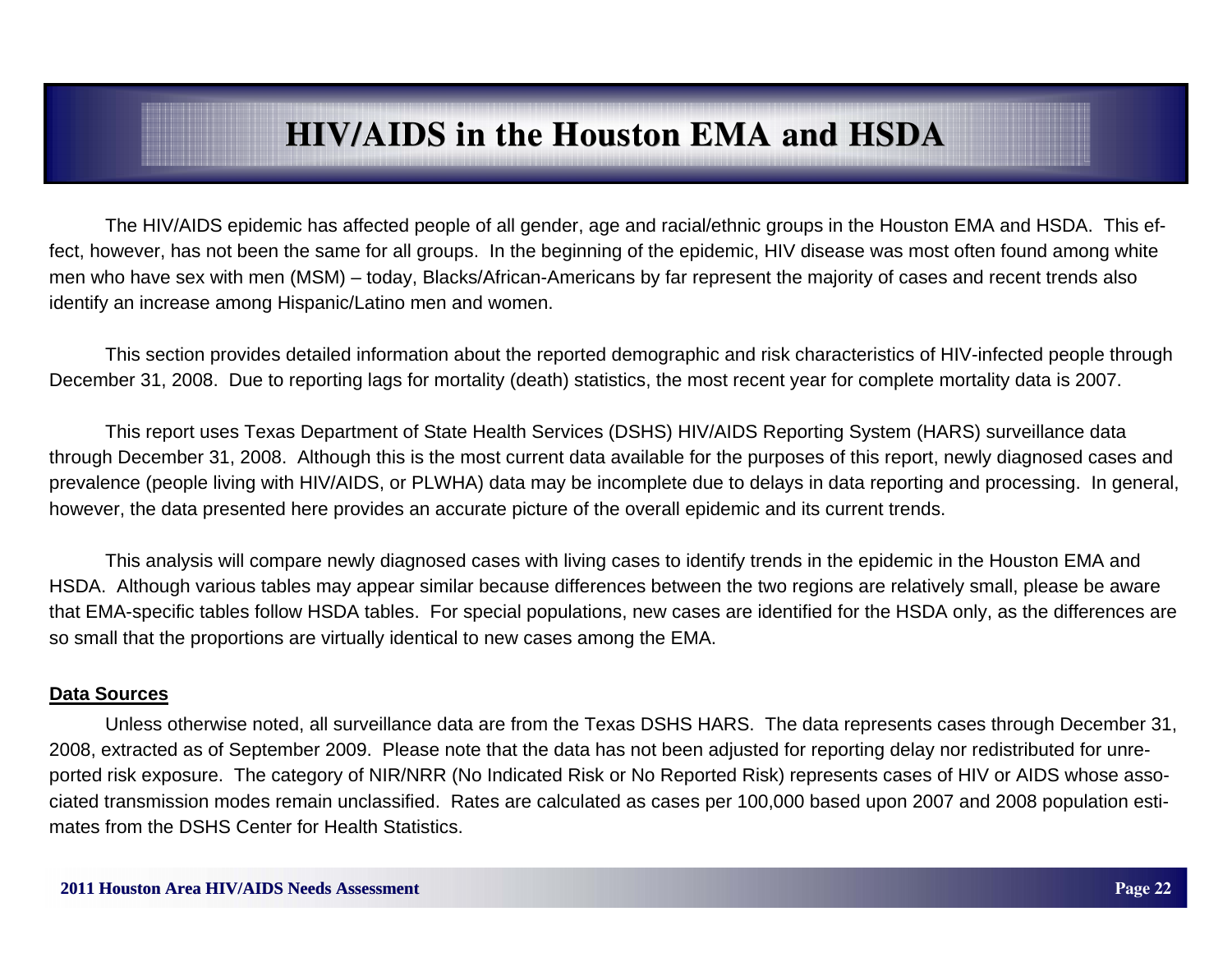# HIV/AIDS in the Houston EMA and HSDA

The HIV/AIDS epidemic has affected people of all gender, age and racial/ethnic groups in the Houston EMA and HSDA. This effect, however, has not been the same for all groups. In the beginning of the epidemic, HIV disease was most often found among white men who have sex with men (MSM) – today, Blacks/African-Americans by far represent the majority of cases and recent trends also identify an increase among Hispanic/Latino men and women.

This section provides detailed information about the reported demographic and risk characteristics of HIV-infected people through December 31, 2008. Due to reporting lags for mortality (death) statistics, the most recent year for complete mortality data is 2007.

This report uses Texas Department of State Health Services (DSHS) HIV/AIDS Reporting System (HARS) surveillance data through December 31, 2008. Although this is the most current data available for the purposes of this report, newly diagnosed cases and prevalence (people living with HIV/AIDS, or PLWHA) data may be incomplete due to delays in data reporting and processing. In general, however, the data presented here provides an accurate picture of the overall epidemic and its current trends.

This analysis will compare newly diagnosed cases with living cases to identify trends in the epidemic in the Houston EMA and HSDA. Although various tables may appear similar because differences between the two regions are relatively small, please be aware that EMA-specific tables follow HSDA tables. For special populations, new cases are identified for the HSDA only, as the differences are so small that the proportions are virtually identical to new cases among the EMA.

**Data Sources**

Unless otherwise noted, all surveillance data are from the Texas DSHS HARS. The data represents cases through December 31, 2008, extracted as of September 2009. Please note that the data has not been adjusted for reporting delay nor redistributed for unreported risk exposure. The category of NIR/NRR (No Indicated Risk or No Reported Risk) represents cases of HIV or AIDS whose associated transmission modes remain unclassified. Rates are calculated as cases per 100,000 based upon 2007 and 2008 population estimates from the DSHS Center for Health Statistics.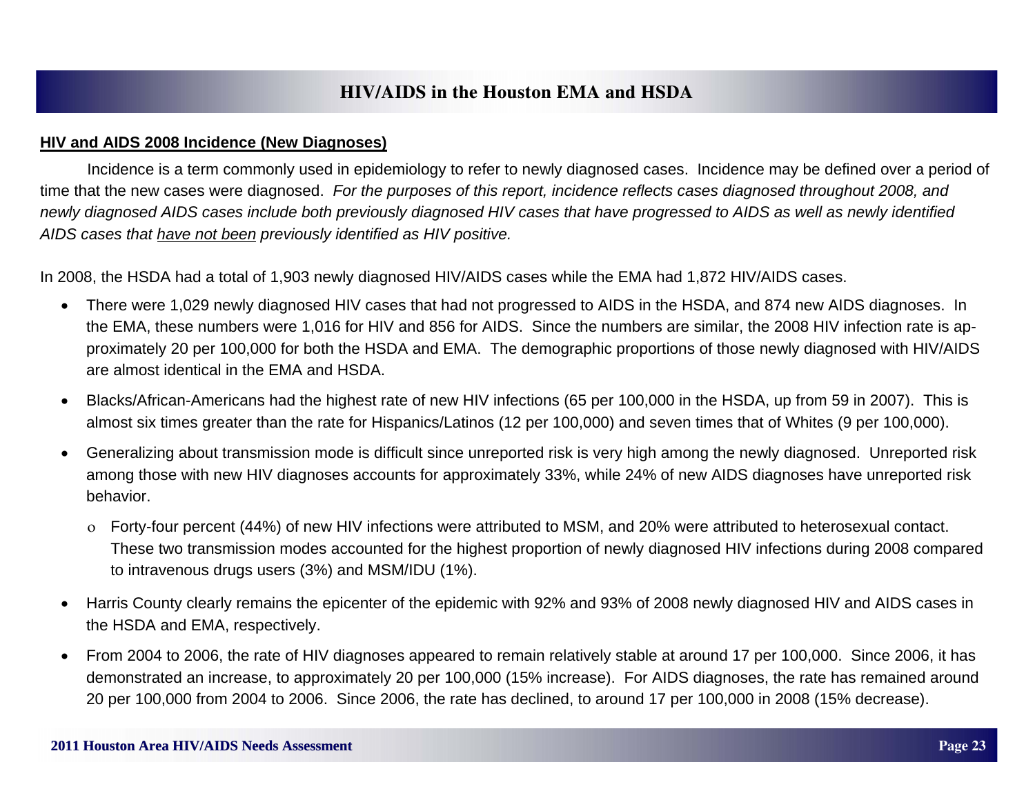# HIV/AIDS in the Houston EMA and HSDA

**HIV and AIDS 2008 Incidence (New Diagnoses)**

Incidence is a term commonly used in epidemiology to refer to newly diagnosed cases. Incidence may be defined over a period of time that the new cases were diagnosed. *For the purposes of this report, incidence reflects cases diagnosed throughout 2008, and newly diagnosed AIDS cases include both previously diagnosed HIV cases that have progressed to AIDS as well as newly identified AIDS cases that <u>have not been</u> previously identified as HIV positive.*

In 2008, the HSDA had a total of 1,903 newly diagnosed HIV/AIDS cases while the EMA had 1,872 HIV/AIDS cases.

- There were 1,029 newly diagnosed HIV cases that had not progressed to AIDS in the HSDA, and 874 new AIDS diagnoses. In the EMA, these numbers were 1,016 for HIV and 856 for AIDS. Since the numbers are similar, the 2008 HIV infection rate is approximately 20 per 100,000 for both the HSDA and EMA. The demographic proportions of those newly diagnosed with HIV/AIDS are almost identical in the EMA and HSDA.
- Blacks/African-Americans had the highest rate of new HIV infections (65 per 100,000 in the HSDA, up from 59 in 2007). This is almost six times greater than the rate for Hispanics/Latinos (12 per 100,000) and seven times that of Whites (9 per 100,000).
- Generalizing about transmission mode is difficult since unreported risk is very high among the newly diagnosed. Unreported risk among those with new HIV diagnoses accounts for approximately 33%, while 24% of new AIDS diagnoses have unreported risk behavior.
  - Forty-four percent (44%) of new HIV infections were attributed to MSM, and 20% were attributed to heterosexual contact. These two transmission modes accounted for the highest proportion of newly diagnosed HIV infections during 2008 compared to intravenous drugs users (3%) and MSM/IDU (1%).
- Harris County clearly remains the epicenter of the epidemic with 92% and 93% of 2008 newly diagnosed HIV and AIDS cases in the HSDA and EMA, respectively.
- From 2004 to 2006, the rate of HIV diagnoses appeared to remain relatively stable at around 17 per 100,000. Since 2006, it has demonstrated an increase, to approximately 20 per 100,000 (15% increase). For AIDS diagnoses, the rate has remained around 20 per 100,000 from 2004 to 2006. Since 2006, the rate has declined, to around 17 per 100,000 in 2008 (15% decrease).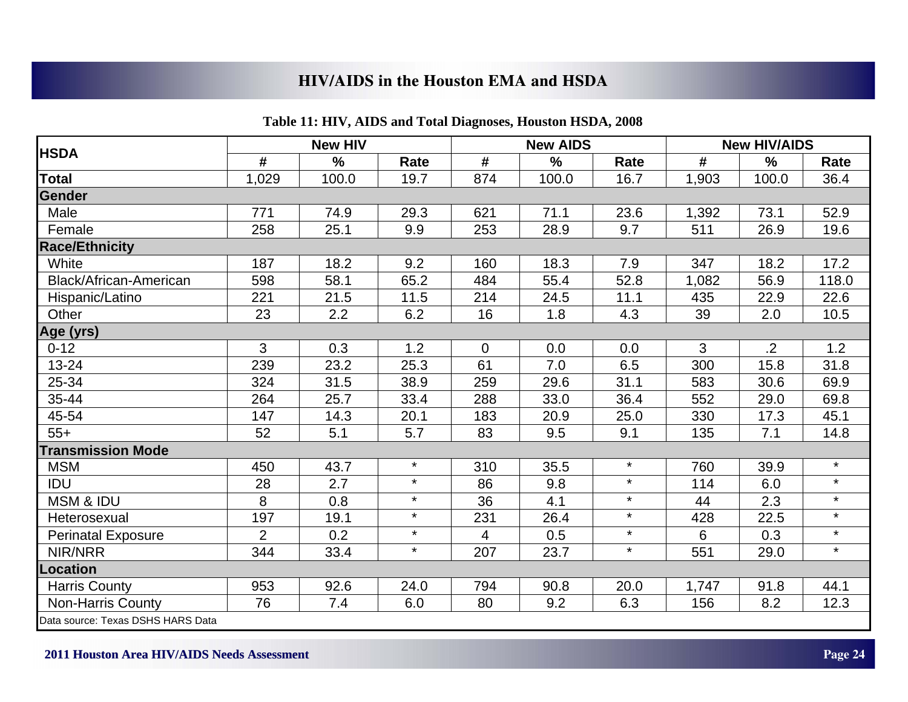Table 11: HIV, AIDS and Total Diagnoses, Houston HSDA, 2008

| HSDA | New HIV | | | New AIDS | | | New HIV/AIDS | | |
|---|---|---|---|---|---|---|---|---|---|
| | # | % | Rate | # | % | Rate | # | % | Rate |
| **Total** | 1,029 | 100.0 | 19.7 | 874 | 100.0 | 16.7 | 1,903 | 100.0 | 36.4 |
| **Gender** | | | | | | | | | |
| Male | 771 | 74.9 | 29.3 | 621 | 71.1 | 23.6 | 1,392 | 73.1 | 52.9 |
| Female | 258 | 25.1 | 9.9 | 253 | 28.9 | 9.7 | 511 | 26.9 | 19.6 |
| **Race/Ethnicity** | | | | | | | | | |
| White | 187 | 18.2 | 9.2 | 160 | 18.3 | 7.9 | 347 | 18.2 | 17.2 |
| Black/African-American | 598 | 58.1 | 65.2 | 484 | 55.4 | 52.8 | 1,082 | 56.9 | 118.0 |
| Hispanic/Latino | 221 | 21.5 | 11.5 | 214 | 24.5 | 11.1 | 435 | 22.9 | 22.6 |
| Other | 23 | 2.2 | 6.2 | 16 | 1.8 | 4.3 | 39 | 2.0 | 10.5 |
| **Age (yrs)** | | | | | | | | | |
| 0-12 | 3 | 0.3 | 1.2 | 0 | 0.0 | 0.0 | 3 | .2 | 1.2 |
| 13-24 | 239 | 23.2 | 25.3 | 61 | 7.0 | 6.5 | 300 | 15.8 | 31.8 |
| 25-34 | 324 | 31.5 | 38.9 | 259 | 29.6 | 31.1 | 583 | 30.6 | 69.9 |
| 35-44 | 264 | 25.7 | 33.4 | 288 | 33.0 | 36.4 | 552 | 29.0 | 69.8 |
| 45-54 | 147 | 14.3 | 20.1 | 183 | 20.9 | 25.0 | 330 | 17.3 | 45.1 |
| 55+ | 52 | 5.1 | 5.7 | 83 | 9.5 | 9.1 | 135 | 7.1 | 14.8 |
| **Transmission Mode** | | | | | | | | | |
| MSM | 450 | 43.7 | * | 310 | 35.5 | * | 760 | 39.9 | * |
| IDU | 28 | 2.7 | * | 86 | 9.8 | * | 114 | 6.0 | * |
| MSM & IDU | 8 | 0.8 | * | 36 | 4.1 | * | 44 | 2.3 | * |
| Heterosexual | 197 | 19.1 | * | 231 | 26.4 | * | 428 | 22.5 | * |
| Perinatal Exposure | 2 | 0.2 | * | 4 | 0.5 | * | 6 | 0.3 | * |
| NIR/NRR | 344 | 33.4 | * | 207 | 23.7 | * | 551 | 29.0 | * |
| **Location** | | | | | | | | | |
| Harris County | 953 | 92.6 | 24.0 | 794 | 90.8 | 20.0 | 1,747 | 91.8 | 44.1 |
| Non-Harris County | 76 | 7.4 | 6.0 | 80 | 9.2 | 6.3 | 156 | 8.2 | 12.3 |

Data source: Texas DSHS HARS Data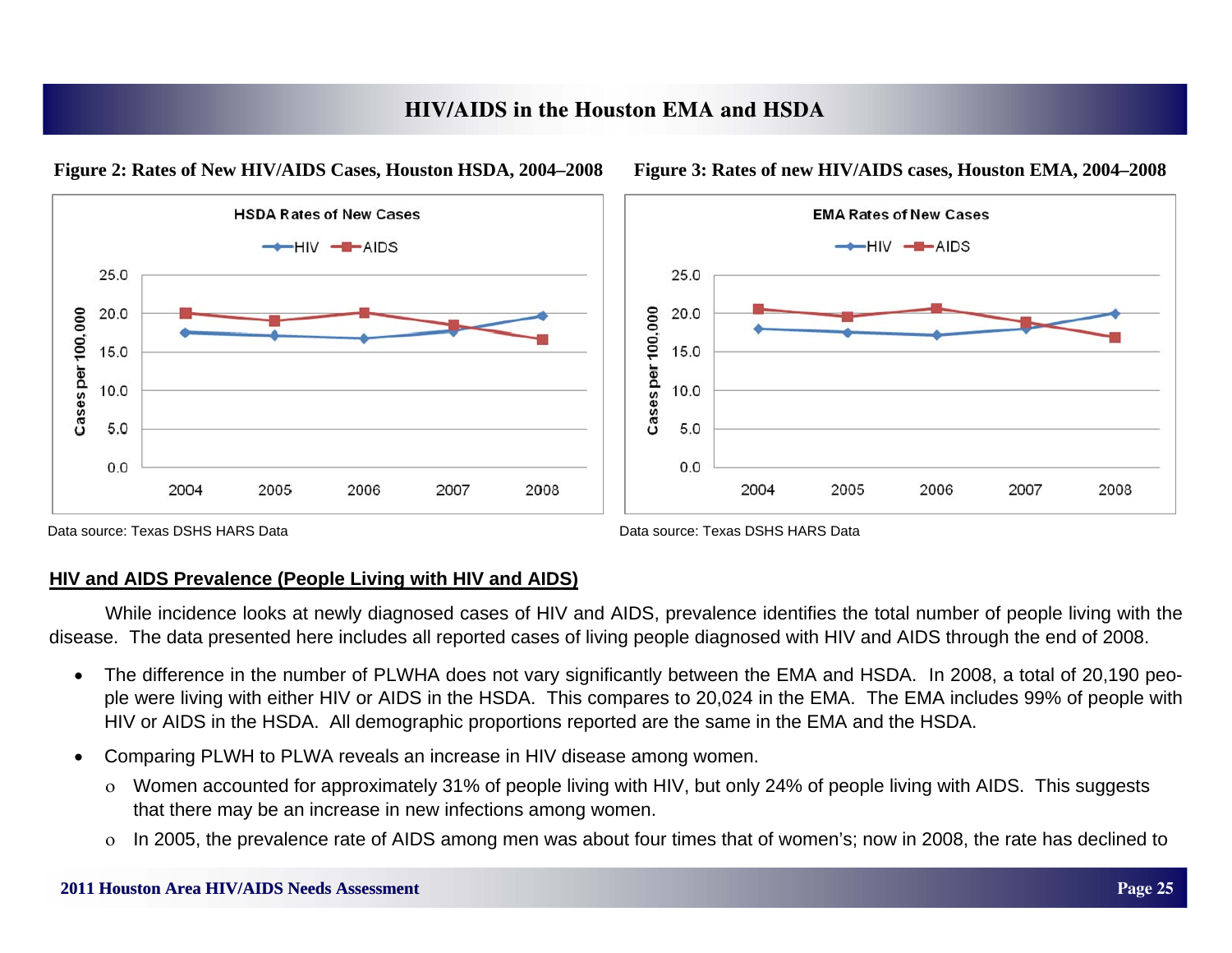## HIV/AIDS in the Houston EMA and HSDA

**Figure 2: Rates of New HIV/AIDS Cases, Houston HSDA, 2004–2008**

Data source: Texas DSHS HARS Data

**Figure 3: Rates of new HIV/AIDS cases, Houston EMA, 2004–2008**

Data source: Texas DSHS HARS Data

### HIV and AIDS Prevalence (People Living with HIV and AIDS)

While incidence looks at newly diagnosed cases of HIV and AIDS, prevalence identifies the total number of people living with the disease. The data presented here includes all reported cases of living people diagnosed with HIV and AIDS through the end of 2008.

- The difference in the number of PLWHA does not vary significantly between the EMA and HSDA. In 2008, a total of 20,190 people were living with either HIV or AIDS in the HSDA. This compares to 20,024 in the EMA. The EMA includes 99% of people with HIV or AIDS in the HSDA. All demographic proportions reported are the same in the EMA and the HSDA.
- Comparing PLWH to PLWA reveals an increase in HIV disease among women.
  - Women accounted for approximately 31% of people living with HIV, but only 24% of people living with AIDS. This suggests that there may be an increase in new infections among women.
  - In 2005, the prevalence rate of AIDS among men was about four times that of women's; now in 2008, the rate has declined to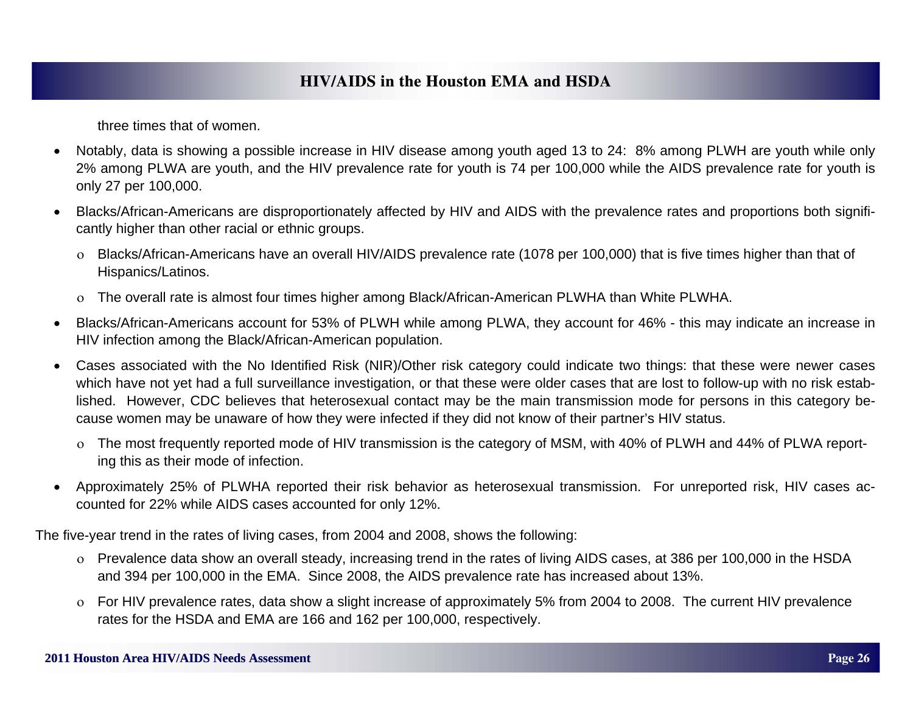three times that of women.

- Notably, data is showing a possible increase in HIV disease among youth aged 13 to 24: 8% among PLWH are youth while only 2% among PLWA are youth, and the HIV prevalence rate for youth is 74 per 100,000 while the AIDS prevalence rate for youth is only 27 per 100,000.
- Blacks/African-Americans are disproportionately affected by HIV and AIDS with the prevalence rates and proportions both significantly higher than other racial or ethnic groups.
  - Blacks/African-Americans have an overall HIV/AIDS prevalence rate (1078 per 100,000) that is five times higher than that of Hispanics/Latinos.
  - The overall rate is almost four times higher among Black/African-American PLWHA than White PLWHA.
- Blacks/African-Americans account for 53% of PLWH while among PLWA, they account for 46% - this may indicate an increase in HIV infection among the Black/African-American population.
- Cases associated with the No Identified Risk (NIR)/Other risk category could indicate two things: that these were newer cases which have not yet had a full surveillance investigation, or that these were older cases that are lost to follow-up with no risk established. However, CDC believes that heterosexual contact may be the main transmission mode for persons in this category because women may be unaware of how they were infected if they did not know of their partner's HIV status.
  - The most frequently reported mode of HIV transmission is the category of MSM, with 40% of PLWH and 44% of PLWA reporting this as their mode of infection.
- Approximately 25% of PLWHA reported their risk behavior as heterosexual transmission. For unreported risk, HIV cases accounted for 22% while AIDS cases accounted for only 12%.

The five-year trend in the rates of living cases, from 2004 and 2008, shows the following:

- Prevalence data show an overall steady, increasing trend in the rates of living AIDS cases, at 386 per 100,000 in the HSDA and 394 per 100,000 in the EMA. Since 2008, the AIDS prevalence rate has increased about 13%.
- For HIV prevalence rates, data show a slight increase of approximately 5% from 2004 to 2008. The current HIV prevalence rates for the HSDA and EMA are 166 and 162 per 100,000, respectively.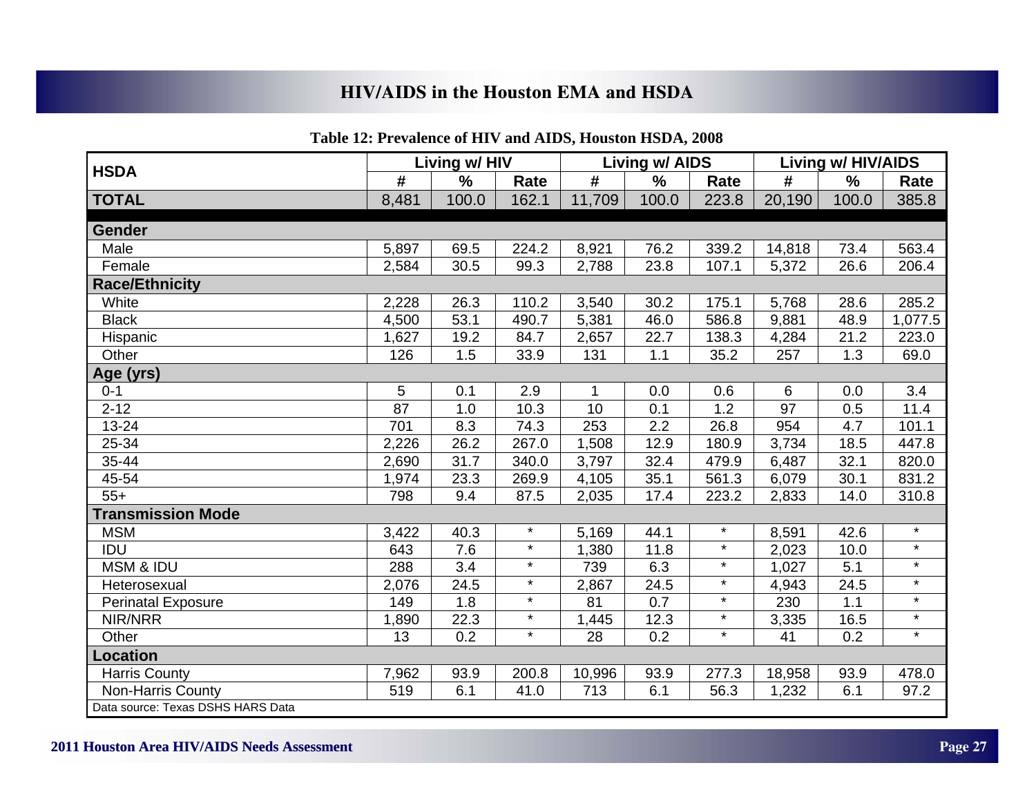# HIV/AIDS in the Houston EMA and HSDA

**Table 12: Prevalence of HIV and AIDS, Houston HSDA, 2008**

| HSDA | Living w/ HIV | | | Living w/ AIDS | | | Living w/ HIV/AIDS | | |
|---|---|---|---|---|---|---|---|---|---|
| | # | % | Rate | # | % | Rate | # | % | Rate |
| **TOTAL** | 8,481 | 100.0 | 162.1 | 11,709 | 100.0 | 223.8 | 20,190 | 100.0 | 385.8 |
| **Gender** | | | | | | | | | |
| Male | 5,897 | 69.5 | 224.2 | 8,921 | 76.2 | 339.2 | 14,818 | 73.4 | 563.4 |
| Female | 2,584 | 30.5 | 99.3 | 2,788 | 23.8 | 107.1 | 5,372 | 26.6 | 206.4 |
| **Race/Ethnicity** | | | | | | | | | |
| White | 2,228 | 26.3 | 110.2 | 3,540 | 30.2 | 175.1 | 5,768 | 28.6 | 285.2 |
| Black | 4,500 | 53.1 | 490.7 | 5,381 | 46.0 | 586.8 | 9,881 | 48.9 | 1,077.5 |
| Hispanic | 1,627 | 19.2 | 84.7 | 2,657 | 22.7 | 138.3 | 4,284 | 21.2 | 223.0 |
| Other | 126 | 1.5 | 33.9 | 131 | 1.1 | 35.2 | 257 | 1.3 | 69.0 |
| **Age (yrs)** | | | | | | | | | |
| 0-1 | 5 | 0.1 | 2.9 | 1 | 0.0 | 0.6 | 6 | 0.0 | 3.4 |
| 2-12 | 87 | 1.0 | 10.3 | 10 | 0.1 | 1.2 | 97 | 0.5 | 11.4 |
| 13-24 | 701 | 8.3 | 74.3 | 253 | 2.2 | 26.8 | 954 | 4.7 | 101.1 |
| 25-34 | 2,226 | 26.2 | 267.0 | 1,508 | 12.9 | 180.9 | 3,734 | 18.5 | 447.8 |
| 35-44 | 2,690 | 31.7 | 340.0 | 3,797 | 32.4 | 479.9 | 6,487 | 32.1 | 820.0 |
| 45-54 | 1,974 | 23.3 | 269.9 | 4,105 | 35.1 | 561.3 | 6,079 | 30.1 | 831.2 |
| 55+ | 798 | 9.4 | 87.5 | 2,035 | 17.4 | 223.2 | 2,833 | 14.0 | 310.8 |
| **Transmission Mode** | | | | | | | | | |
| MSM | 3,422 | 40.3 | * | 5,169 | 44.1 | * | 8,591 | 42.6 | * |
| IDU | 643 | 7.6 | * | 1,380 | 11.8 | * | 2,023 | 10.0 | * |
| MSM & IDU | 288 | 3.4 | * | 739 | 6.3 | * | 1,027 | 5.1 | * |
| Heterosexual | 2,076 | 24.5 | * | 2,867 | 24.5 | * | 4,943 | 24.5 | * |
| Perinatal Exposure | 149 | 1.8 | * | 81 | 0.7 | * | 230 | 1.1 | * |
| NIR/NRR | 1,890 | 22.3 | * | 1,445 | 12.3 | * | 3,335 | 16.5 | * |
| Other | 13 | 0.2 | * | 28 | 0.2 | * | 41 | 0.2 | * |
| **Location** | | | | | | | | | |
| Harris County | 7,962 | 93.9 | 200.8 | 10,996 | 93.9 | 277.3 | 18,958 | 93.9 | 478.0 |
| Non-Harris County | 519 | 6.1 | 41.0 | 713 | 6.1 | 56.3 | 1,232 | 6.1 | 97.2 |

Data source: Texas DSHS HARS Data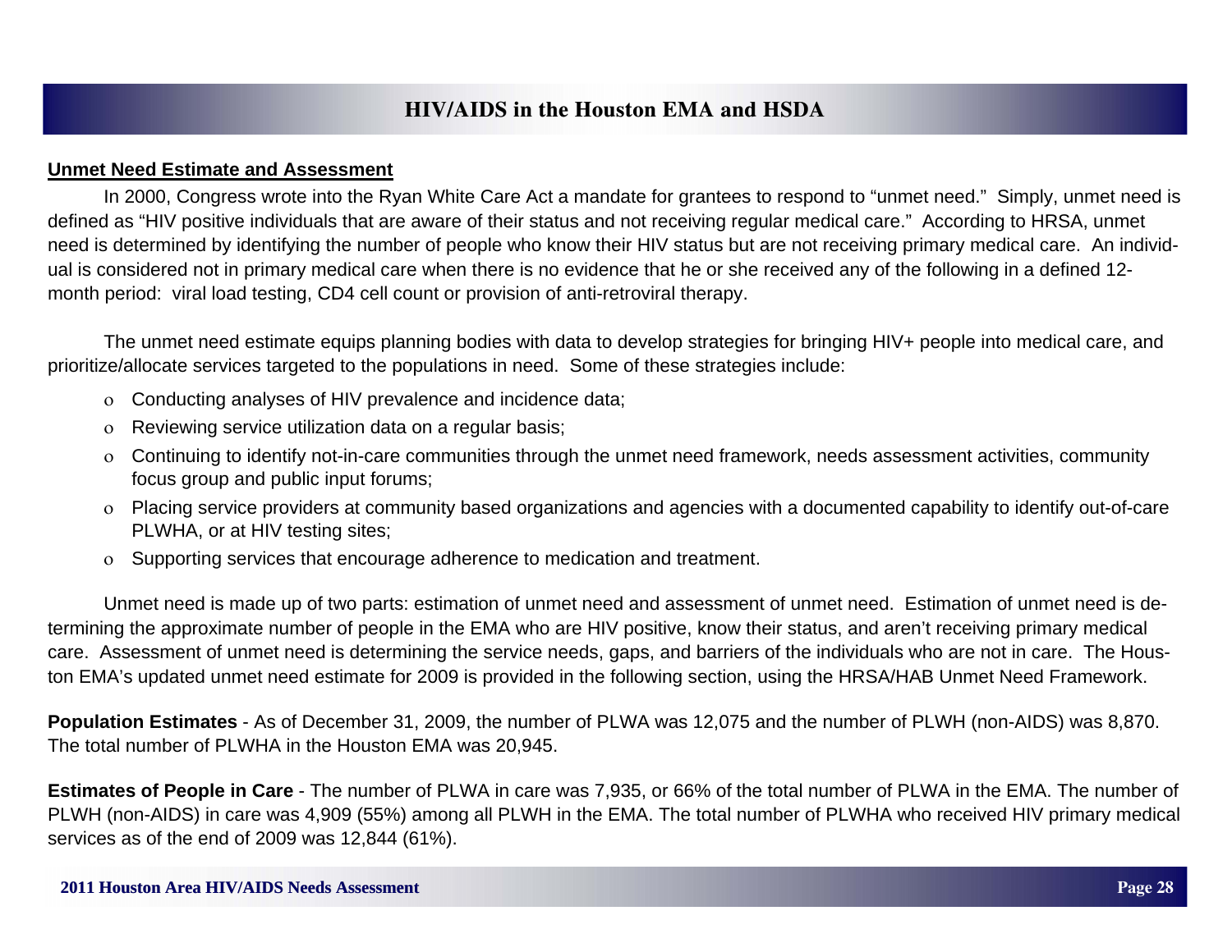## Unmet Need Estimate and Assessment

In 2000, Congress wrote into the Ryan White Care Act a mandate for grantees to respond to "unmet need." Simply, unmet need is defined as "HIV positive individuals that are aware of their status and not receiving regular medical care." According to HRSA, unmet need is determined by identifying the number of people who know their HIV status but are not receiving primary medical care. An individual is considered not in primary medical care when there is no evidence that he or she received any of the following in a defined 12-month period: viral load testing, CD4 cell count or provision of anti-retroviral therapy.

The unmet need estimate equips planning bodies with data to develop strategies for bringing HIV+ people into medical care, and prioritize/allocate services targeted to the populations in need. Some of these strategies include:

- Conducting analyses of HIV prevalence and incidence data;
- Reviewing service utilization data on a regular basis;
- Continuing to identify not-in-care communities through the unmet need framework, needs assessment activities, community focus group and public input forums;
- Placing service providers at community based organizations and agencies with a documented capability to identify out-of-care PLWHA, or at HIV testing sites;
- Supporting services that encourage adherence to medication and treatment.

Unmet need is made up of two parts: estimation of unmet need and assessment of unmet need. Estimation of unmet need is determining the approximate number of people in the EMA who are HIV positive, know their status, and aren't receiving primary medical care. Assessment of unmet need is determining the service needs, gaps, and barriers of the individuals who are not in care. The Houston EMA's updated unmet need estimate for 2009 is provided in the following section, using the HRSA/HAB Unmet Need Framework.

**Population Estimates** - As of December 31, 2009, the number of PLWA was 12,075 and the number of PLWH (non-AIDS) was 8,870. The total number of PLWHA in the Houston EMA was 20,945.

**Estimates of People in Care** - The number of PLWA in care was 7,935, or 66% of the total number of PLWA in the EMA. The number of PLWH (non-AIDS) in care was 4,909 (55%) among all PLWH in the EMA. The total number of PLWHA who received HIV primary medical services as of the end of 2009 was 12,844 (61%).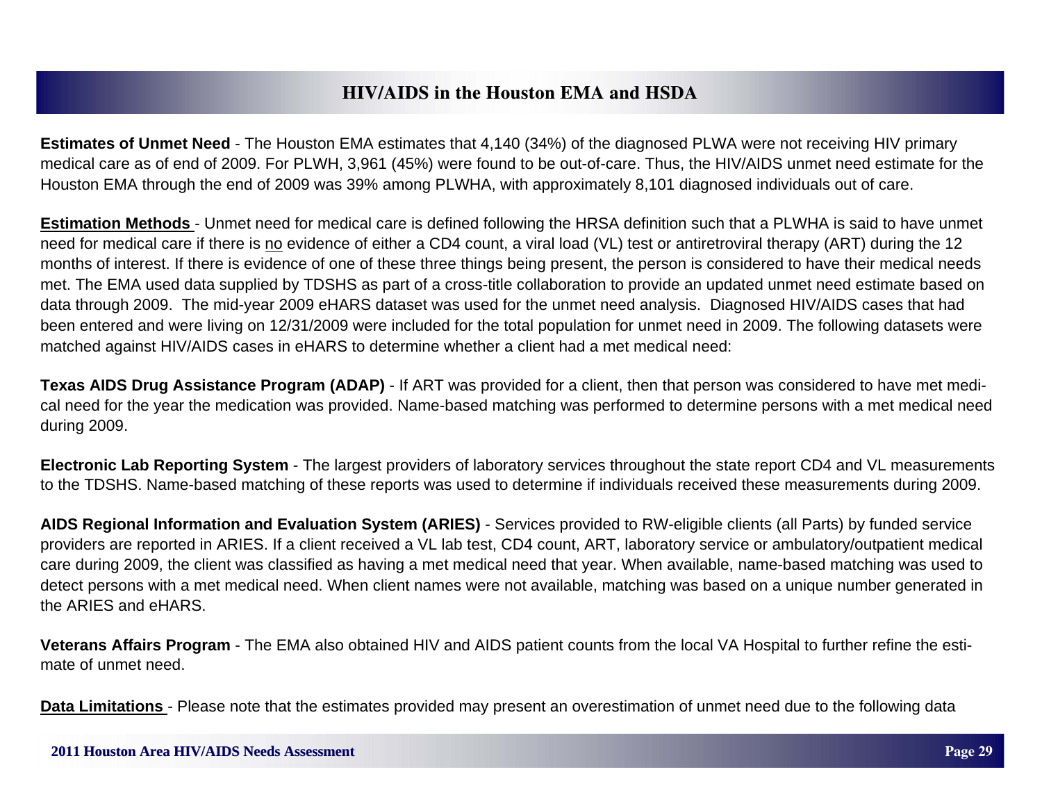## HIV/AIDS in the Houston EMA and HSDA

**Estimates of Unmet Need** - The Houston EMA estimates that 4,140 (34%) of the diagnosed PLWA were not receiving HIV primary medical care as of end of 2009. For PLWH, 3,961 (45%) were found to be out-of-care. Thus, the HIV/AIDS unmet need estimate for the Houston EMA through the end of 2009 was 39% among PLWHA, with approximately 8,101 diagnosed individuals out of care.

**Estimation Methods** - Unmet need for medical care is defined following the HRSA definition such that a PLWHA is said to have unmet need for medical care if there is no evidence of either a CD4 count, a viral load (VL) test or antiretroviral therapy (ART) during the 12 months of interest. If there is evidence of one of these three things being present, the person is considered to have their medical needs met. The EMA used data supplied by TDSHS as part of a cross-title collaboration to provide an updated unmet need estimate based on data through 2009. The mid-year 2009 eHARS dataset was used for the unmet need analysis. Diagnosed HIV/AIDS cases that had been entered and were living on 12/31/2009 were included for the total population for unmet need in 2009. The following datasets were matched against HIV/AIDS cases in eHARS to determine whether a client had a met medical need:

**Texas AIDS Drug Assistance Program (ADAP)** - If ART was provided for a client, then that person was considered to have met medical need for the year the medication was provided. Name-based matching was performed to determine persons with a met medical need during 2009.

**Electronic Lab Reporting System** - The largest providers of laboratory services throughout the state report CD4 and VL measurements to the TDSHS. Name-based matching of these reports was used to determine if individuals received these measurements during 2009.

**AIDS Regional Information and Evaluation System (ARIES)** - Services provided to RW-eligible clients (all Parts) by funded service providers are reported in ARIES. If a client received a VL lab test, CD4 count, ART, laboratory service or ambulatory/outpatient medical care during 2009, the client was classified as having a met medical need that year. When available, name-based matching was used to detect persons with a met medical need. When client names were not available, matching was based on a unique number generated in the ARIES and eHARS.

**Veterans Affairs Program** - The EMA also obtained HIV and AIDS patient counts from the local VA Hospital to further refine the estimate of unmet need.

**Data Limitations** - Please note that the estimates provided may present an overestimation of unmet need due to the following data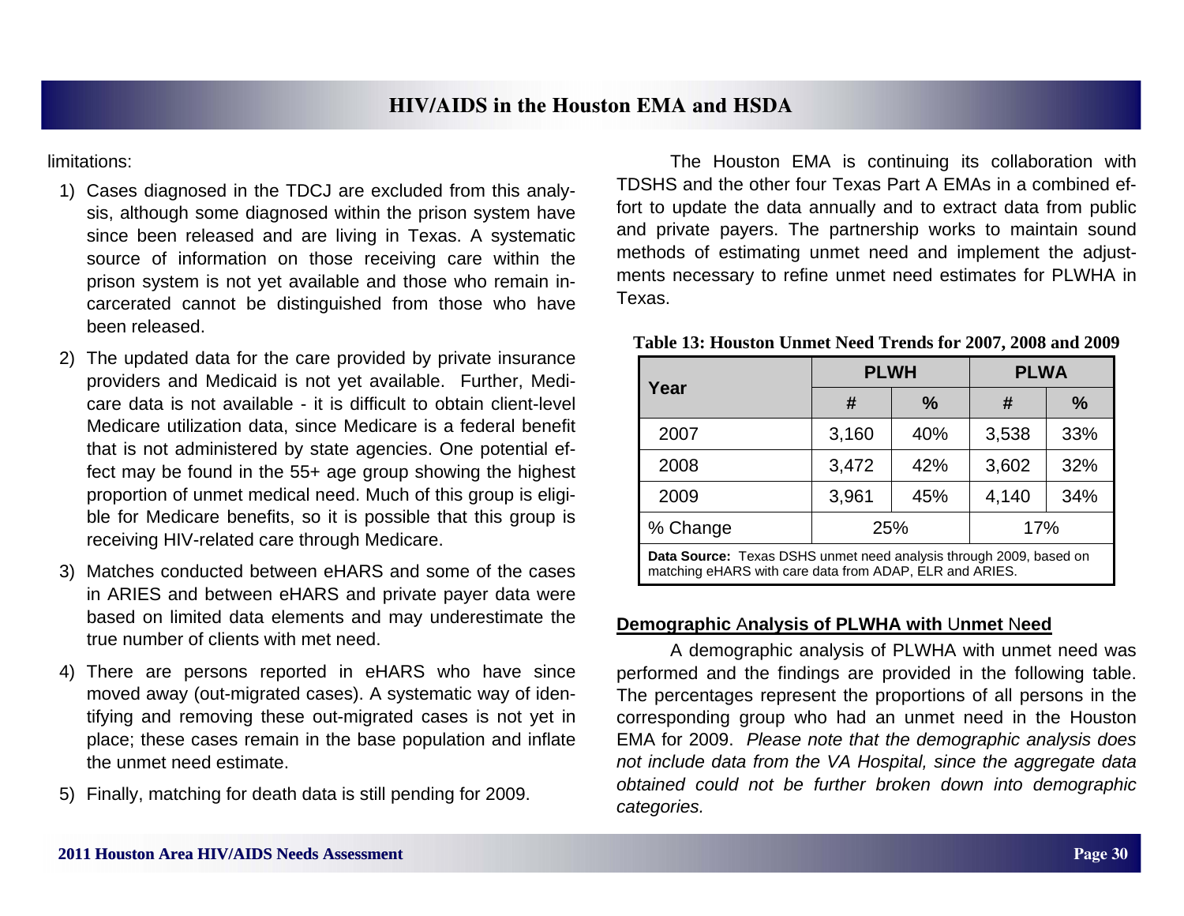limitations:

1) Cases diagnosed in the TDCJ are excluded from this analysis, although some diagnosed within the prison system have since been released and are living in Texas. A systematic source of information on those receiving care within the prison system is not yet available and those who remain incarcerated cannot be distinguished from those who have been released.

2) The updated data for the care provided by private insurance providers and Medicaid is not yet available. Further, Medicare data is not available - it is difficult to obtain client-level Medicare utilization data, since Medicare is a federal benefit that is not administered by state agencies. One potential effect may be found in the 55+ age group showing the highest proportion of unmet medical need. Much of this group is eligible for Medicare benefits, so it is possible that this group is receiving HIV-related care through Medicare.

3) Matches conducted between eHARS and some of the cases in ARIES and between eHARS and private payer data were based on limited data elements and may underestimate the true number of clients with met need.

4) There are persons reported in eHARS who have since moved away (out-migrated cases). A systematic way of identifying and removing these out-migrated cases is not yet in place; these cases remain in the base population and inflate the unmet need estimate.

5) Finally, matching for death data is still pending for 2009.

The Houston EMA is continuing its collaboration with TDSHS and the other four Texas Part A EMAs in a combined effort to update the data annually and to extract data from public and private payers. The partnership works to maintain sound methods of estimating unmet need and implement the adjustments necessary to refine unmet need estimates for PLWHA in Texas.

**Table 13: Houston Unmet Need Trends for 2007, 2008 and 2009**

| Year | PLWH | | PLWA | |
|---|---|---|---|---|
| | # | % | # | % |
| 2007 | 3,160 | 40% | 3,538 | 33% |
| 2008 | 3,472 | 42% | 3,602 | 32% |
| 2009 | 3,961 | 45% | 4,140 | 34% |
| % Change | 25% | | 17% | |

**Data Source:** Texas DSHS unmet need analysis through 2009, based on matching eHARS with care data from ADAP, ELR and ARIES.

## Demographic Analysis of PLWHA with Unmet Need

A demographic analysis of PLWHA with unmet need was performed and the findings are provided in the following table. The percentages represent the proportions of all persons in the corresponding group who had an unmet need in the Houston EMA for 2009. *Please note that the demographic analysis does not include data from the VA Hospital, since the aggregate data obtained could not be further broken down into demographic categories.*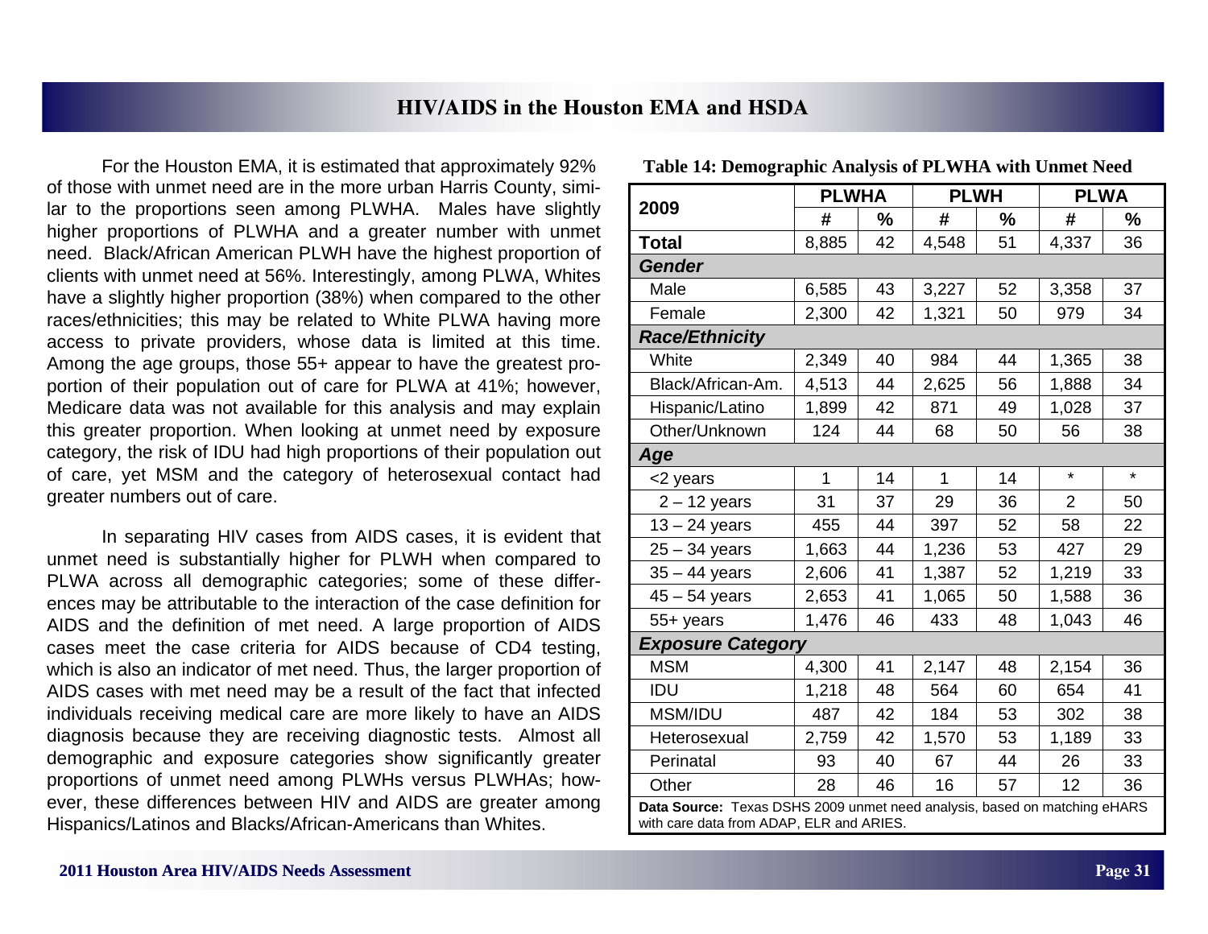# HIV/AIDS in the Houston EMA and HSDA

For the Houston EMA, it is estimated that approximately 92% of those with unmet need are in the more urban Harris County, similar to the proportions seen among PLWHA. Males have slightly higher proportions of PLWHA and a greater number with unmet need. Black/African American PLWH have the highest proportion of clients with unmet need at 56%. Interestingly, among PLWA, Whites have a slightly higher proportion (38%) when compared to the other races/ethnicities; this may be related to White PLWA having more access to private providers, whose data is limited at this time. Among the age groups, those 55+ appear to have the greatest proportion of their population out of care for PLWA at 41%; however, Medicare data was not available for this analysis and may explain this greater proportion. When looking at unmet need by exposure category, the risk of IDU had high proportions of their population out of care, yet MSM and the category of heterosexual contact had greater numbers out of care.

In separating HIV cases from AIDS cases, it is evident that unmet need is substantially higher for PLWH when compared to PLWA across all demographic categories; some of these differences may be attributable to the interaction of the case definition for AIDS and the definition of met need. A large proportion of AIDS cases meet the case criteria for AIDS because of CD4 testing, which is also an indicator of met need. Thus, the larger proportion of AIDS cases with met need may be a result of the fact that infected individuals receiving medical care are more likely to have an AIDS diagnosis because they are receiving diagnostic tests. Almost all demographic and exposure categories show significantly greater proportions of unmet need among PLWHs versus PLWHAs; however, these differences between HIV and AIDS are greater among Hispanics/Latinos and Blacks/African-Americans than Whites.

**Table 14: Demographic Analysis of PLWHA with Unmet Need**

| 2009 | PLWHA | | PLWH | | PLWA | |
|---|---|---|---|---|---|---|
| | # | % | # | % | # | % |
| **Total** | 8,885 | 42 | 4,548 | 51 | 4,337 | 36 |
| ***Gender*** | | | | | | |
| Male | 6,585 | 43 | 3,227 | 52 | 3,358 | 37 |
| Female | 2,300 | 42 | 1,321 | 50 | 979 | 34 |
| ***Race/Ethnicity*** | | | | | | |
| White | 2,349 | 40 | 984 | 44 | 1,365 | 38 |
| Black/African-Am. | 4,513 | 44 | 2,625 | 56 | 1,888 | 34 |
| Hispanic/Latino | 1,899 | 42 | 871 | 49 | 1,028 | 37 |
| Other/Unknown | 124 | 44 | 68 | 50 | 56 | 38 |
| ***Age*** | | | | | | |
| <2 years | 1 | 14 | 1 | 14 | * | * |
| 2 – 12 years | 31 | 37 | 29 | 36 | 2 | 50 |
| 13 – 24 years | 455 | 44 | 397 | 52 | 58 | 22 |
| 25 – 34 years | 1,663 | 44 | 1,236 | 53 | 427 | 29 |
| 35 – 44 years | 2,606 | 41 | 1,387 | 52 | 1,219 | 33 |
| 45 – 54 years | 2,653 | 41 | 1,065 | 50 | 1,588 | 36 |
| 55+ years | 1,476 | 46 | 433 | 48 | 1,043 | 46 |
| ***Exposure Category*** | | | | | | |
| MSM | 4,300 | 41 | 2,147 | 48 | 2,154 | 36 |
| IDU | 1,218 | 48 | 564 | 60 | 654 | 41 |
| MSM/IDU | 487 | 42 | 184 | 53 | 302 | 38 |
| Heterosexual | 2,759 | 42 | 1,570 | 53 | 1,189 | 33 |
| Perinatal | 93 | 40 | 67 | 44 | 26 | 33 |
| Other | 28 | 46 | 16 | 57 | 12 | 36 |

**Data Source:** Texas DSHS 2009 unmet need analysis, based on matching eHARS with care data from ADAP, ELR and ARIES.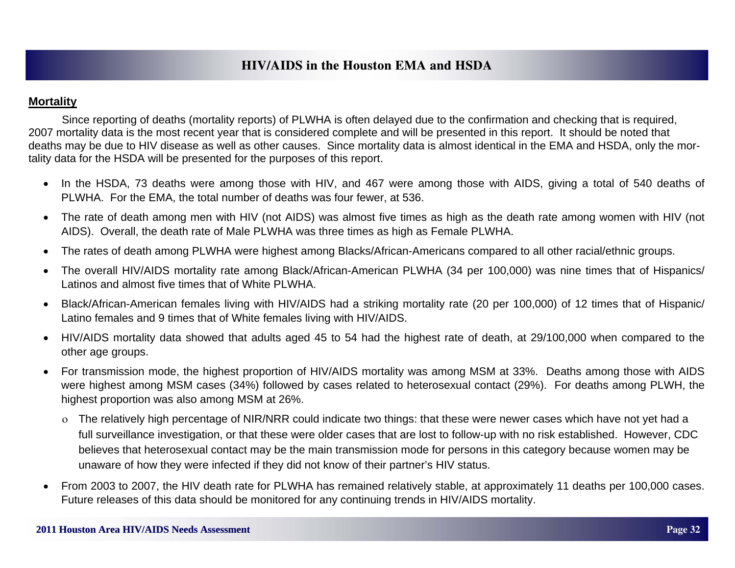## Mortality

Since reporting of deaths (mortality reports) of PLWHA is often delayed due to the confirmation and checking that is required, 2007 mortality data is the most recent year that is considered complete and will be presented in this report. It should be noted that deaths may be due to HIV disease as well as other causes. Since mortality data is almost identical in the EMA and HSDA, only the mortality data for the HSDA will be presented for the purposes of this report.

- In the HSDA, 73 deaths were among those with HIV, and 467 were among those with AIDS, giving a total of 540 deaths of PLWHA. For the EMA, the total number of deaths was four fewer, at 536.
- The rate of death among men with HIV (not AIDS) was almost five times as high as the death rate among women with HIV (not AIDS). Overall, the death rate of Male PLWHA was three times as high as Female PLWHA.
- The rates of death among PLWHA were highest among Blacks/African-Americans compared to all other racial/ethnic groups.
- The overall HIV/AIDS mortality rate among Black/African-American PLWHA (34 per 100,000) was nine times that of Hispanics/Latinos and almost five times that of White PLWHA.
- Black/African-American females living with HIV/AIDS had a striking mortality rate (20 per 100,000) of 12 times that of Hispanic/Latino females and 9 times that of White females living with HIV/AIDS.
- HIV/AIDS mortality data showed that adults aged 45 to 54 had the highest rate of death, at 29/100,000 when compared to the other age groups.
- For transmission mode, the highest proportion of HIV/AIDS mortality was among MSM at 33%. Deaths among those with AIDS were highest among MSM cases (34%) followed by cases related to heterosexual contact (29%). For deaths among PLWH, the highest proportion was also among MSM at 26%.
  - The relatively high percentage of NIR/NRR could indicate two things: that these were newer cases which have not yet had a full surveillance investigation, or that these were older cases that are lost to follow-up with no risk established. However, CDC believes that heterosexual contact may be the main transmission mode for persons in this category because women may be unaware of how they were infected if they did not know of their partner's HIV status.
- From 2003 to 2007, the HIV death rate for PLWHA has remained relatively stable, at approximately 11 deaths per 100,000 cases. Future releases of this data should be monitored for any continuing trends in HIV/AIDS mortality.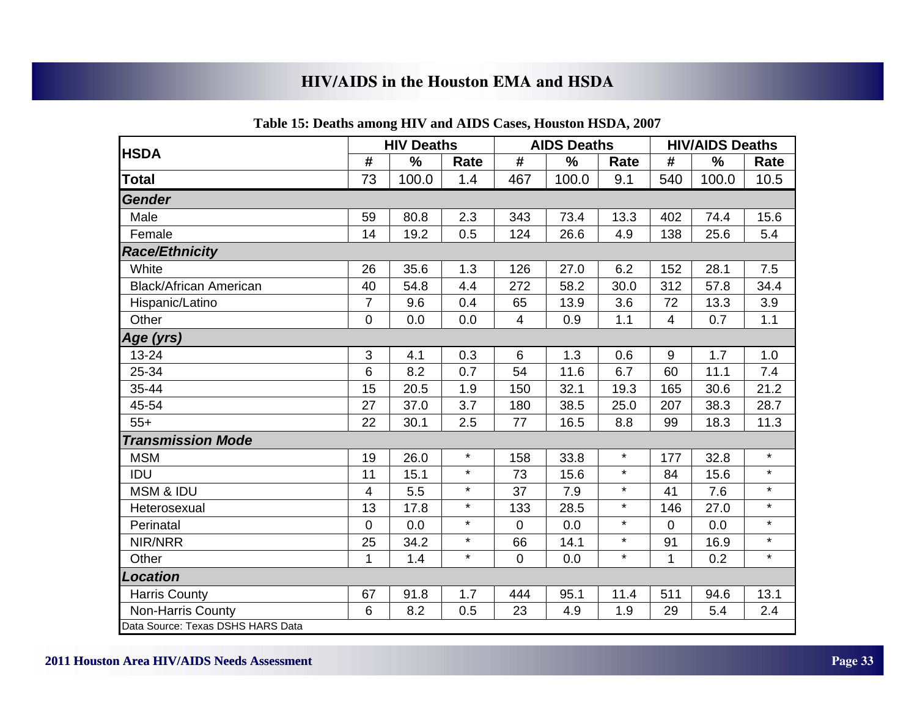## HIV/AIDS in the Houston EMA and HSDA

**Table 15: Deaths among HIV and AIDS Cases, Houston HSDA, 2007**

| HSDA | HIV Deaths | | | AIDS Deaths | | | HIV/AIDS Deaths | | |
|---|---|---|---|---|---|---|---|---|---|
| | # | % | Rate | # | % | Rate | # | % | Rate |
| **Total** | 73 | 100.0 | 1.4 | 467 | 100.0 | 9.1 | 540 | 100.0 | 10.5 |
| ***Gender*** | | | | | | | | | |
| Male | 59 | 80.8 | 2.3 | 343 | 73.4 | 13.3 | 402 | 74.4 | 15.6 |
| Female | 14 | 19.2 | 0.5 | 124 | 26.6 | 4.9 | 138 | 25.6 | 5.4 |
| ***Race/Ethnicity*** | | | | | | | | | |
| White | 26 | 35.6 | 1.3 | 126 | 27.0 | 6.2 | 152 | 28.1 | 7.5 |
| Black/African American | 40 | 54.8 | 4.4 | 272 | 58.2 | 30.0 | 312 | 57.8 | 34.4 |
| Hispanic/Latino | 7 | 9.6 | 0.4 | 65 | 13.9 | 3.6 | 72 | 13.3 | 3.9 |
| Other | 0 | 0.0 | 0.0 | 4 | 0.9 | 1.1 | 4 | 0.7 | 1.1 |
| ***Age (yrs)*** | | | | | | | | | |
| 13-24 | 3 | 4.1 | 0.3 | 6 | 1.3 | 0.6 | 9 | 1.7 | 1.0 |
| 25-34 | 6 | 8.2 | 0.7 | 54 | 11.6 | 6.7 | 60 | 11.1 | 7.4 |
| 35-44 | 15 | 20.5 | 1.9 | 150 | 32.1 | 19.3 | 165 | 30.6 | 21.2 |
| 45-54 | 27 | 37.0 | 3.7 | 180 | 38.5 | 25.0 | 207 | 38.3 | 28.7 |
| 55+ | 22 | 30.1 | 2.5 | 77 | 16.5 | 8.8 | 99 | 18.3 | 11.3 |
| ***Transmission Mode*** | | | | | | | | | |
| MSM | 19 | 26.0 | * | 158 | 33.8 | * | 177 | 32.8 | * |
| IDU | 11 | 15.1 | * | 73 | 15.6 | * | 84 | 15.6 | * |
| MSM & IDU | 4 | 5.5 | * | 37 | 7.9 | * | 41 | 7.6 | * |
| Heterosexual | 13 | 17.8 | * | 133 | 28.5 | * | 146 | 27.0 | * |
| Perinatal | 0 | 0.0 | * | 0 | 0.0 | * | 0 | 0.0 | * |
| NIR/NRR | 25 | 34.2 | * | 66 | 14.1 | * | 91 | 16.9 | * |
| Other | 1 | 1.4 | * | 0 | 0.0 | * | 1 | 0.2 | * |
| ***Location*** | | | | | | | | | |
| Harris County | 67 | 91.8 | 1.7 | 444 | 95.1 | 11.4 | 511 | 94.6 | 13.1 |
| Non-Harris County | 6 | 8.2 | 0.5 | 23 | 4.9 | 1.9 | 29 | 5.4 | 2.4 |

Data Source: Texas DSHS HARS Data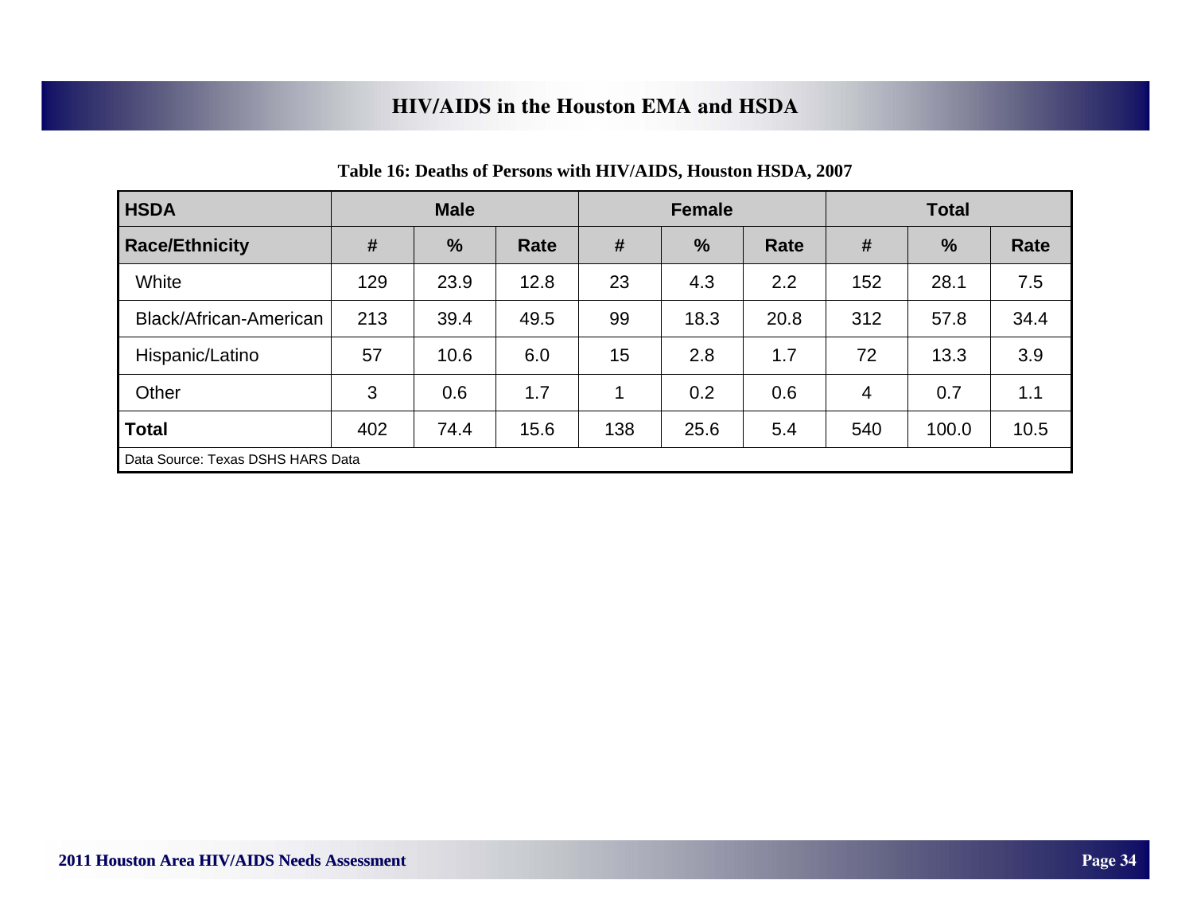**Table 16: Deaths of Persons with HIV/AIDS, Houston HSDA, 2007**

| HSDA | Male | | | Female | | | Total | | |
|---|---|---|---|---|---|---|---|---|---|
| **Race/Ethnicity** | **#** | **%** | **Rate** | **#** | **%** | **Rate** | **#** | **%** | **Rate** |
| White | 129 | 23.9 | 12.8 | 23 | 4.3 | 2.2 | 152 | 28.1 | 7.5 |
| Black/African-American | 213 | 39.4 | 49.5 | 99 | 18.3 | 20.8 | 312 | 57.8 | 34.4 |
| Hispanic/Latino | 57 | 10.6 | 6.0 | 15 | 2.8 | 1.7 | 72 | 13.3 | 3.9 |
| Other | 3 | 0.6 | 1.7 | 1 | 0.2 | 0.6 | 4 | 0.7 | 1.1 |
| **Total** | 402 | 74.4 | 15.6 | 138 | 25.6 | 5.4 | 540 | 100.0 | 10.5 |

Data Source: Texas DSHS HARS Data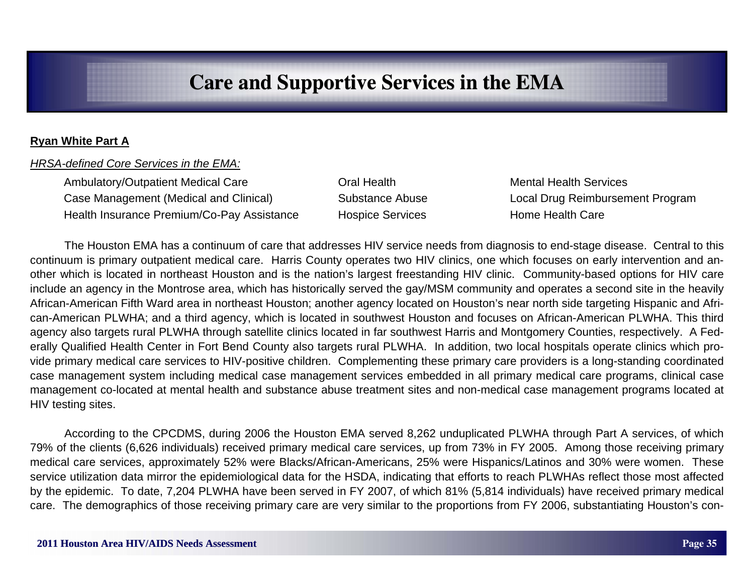# Care and Supportive Services in the EMA

**Ryan White Part A**

*HRSA-defined Core Services in the EMA:*

- Ambulatory/Outpatient Medical Care
- Case Management (Medical and Clinical)
- Health Insurance Premium/Co-Pay Assistance
- Oral Health
- Substance Abuse
- Hospice Services
- Mental Health Services
- Local Drug Reimbursement Program
- Home Health Care

The Houston EMA has a continuum of care that addresses HIV service needs from diagnosis to end-stage disease. Central to this continuum is primary outpatient medical care. Harris County operates two HIV clinics, one which focuses on early intervention and another which is located in northeast Houston and is the nation's largest freestanding HIV clinic. Community-based options for HIV care include an agency in the Montrose area, which has historically served the gay/MSM community and operates a second site in the heavily African-American Fifth Ward area in northeast Houston; another agency located on Houston's near north side targeting Hispanic and African-American PLWHA; and a third agency, which is located in southwest Houston and focuses on African-American PLWHA. This third agency also targets rural PLWHA through satellite clinics located in far southwest Harris and Montgomery Counties, respectively. A Federally Qualified Health Center in Fort Bend County also targets rural PLWHA. In addition, two local hospitals operate clinics which provide primary medical care services to HIV-positive children. Complementing these primary care providers is a long-standing coordinated case management system including medical case management services embedded in all primary medical care programs, clinical case management co-located at mental health and substance abuse treatment sites and non-medical case management programs located at HIV testing sites.

According to the CPCDMS, during 2006 the Houston EMA served 8,262 unduplicated PLWHA through Part A services, of which 79% of the clients (6,626 individuals) received primary medical care services, up from 73% in FY 2005. Among those receiving primary medical care services, approximately 52% were Blacks/African-Americans, 25% were Hispanics/Latinos and 30% were women. These service utilization data mirror the epidemiological data for the HSDA, indicating that efforts to reach PLWHAs reflect those most affected by the epidemic. To date, 7,204 PLWHA have been served in FY 2007, of which 81% (5,814 individuals) have received primary medical care. The demographics of those receiving primary care are very similar to the proportions from FY 2006, substantiating Houston's con-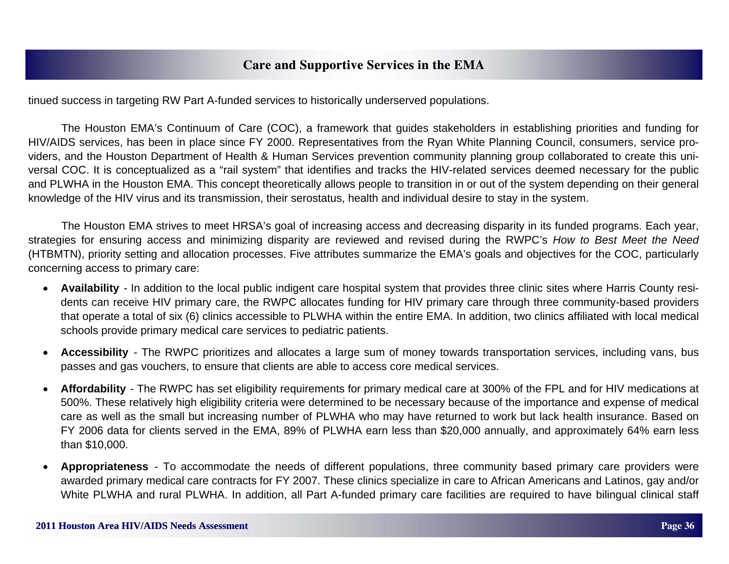tinued success in targeting RW Part A-funded services to historically underserved populations.

The Houston EMA's Continuum of Care (COC), a framework that guides stakeholders in establishing priorities and funding for HIV/AIDS services, has been in place since FY 2000. Representatives from the Ryan White Planning Council, consumers, service providers, and the Houston Department of Health & Human Services prevention community planning group collaborated to create this universal COC. It is conceptualized as a "rail system" that identifies and tracks the HIV-related services deemed necessary for the public and PLWHA in the Houston EMA. This concept theoretically allows people to transition in or out of the system depending on their general knowledge of the HIV virus and its transmission, their serostatus, health and individual desire to stay in the system.

The Houston EMA strives to meet HRSA's goal of increasing access and decreasing disparity in its funded programs. Each year, strategies for ensuring access and minimizing disparity are reviewed and revised during the RWPC's *How to Best Meet the Need* (HTBMTN), priority setting and allocation processes. Five attributes summarize the EMA's goals and objectives for the COC, particularly concerning access to primary care:

- **Availability** - In addition to the local public indigent care hospital system that provides three clinic sites where Harris County residents can receive HIV primary care, the RWPC allocates funding for HIV primary care through three community-based providers that operate a total of six (6) clinics accessible to PLWHA within the entire EMA. In addition, two clinics affiliated with local medical schools provide primary medical care services to pediatric patients.

- **Accessibility** - The RWPC prioritizes and allocates a large sum of money towards transportation services, including vans, bus passes and gas vouchers, to ensure that clients are able to access core medical services.

- **Affordability** - The RWPC has set eligibility requirements for primary medical care at 300% of the FPL and for HIV medications at 500%. These relatively high eligibility criteria were determined to be necessary because of the importance and expense of medical care as well as the small but increasing number of PLWHA who may have returned to work but lack health insurance. Based on FY 2006 data for clients served in the EMA, 89% of PLWHA earn less than $20,000 annually, and approximately 64% earn less than $10,000.

- **Appropriateness** - To accommodate the needs of different populations, three community based primary care providers were awarded primary medical care contracts for FY 2007. These clinics specialize in care to African Americans and Latinos, gay and/or White PLWHA and rural PLWHA. In addition, all Part A-funded primary care facilities are required to have bilingual clinical staff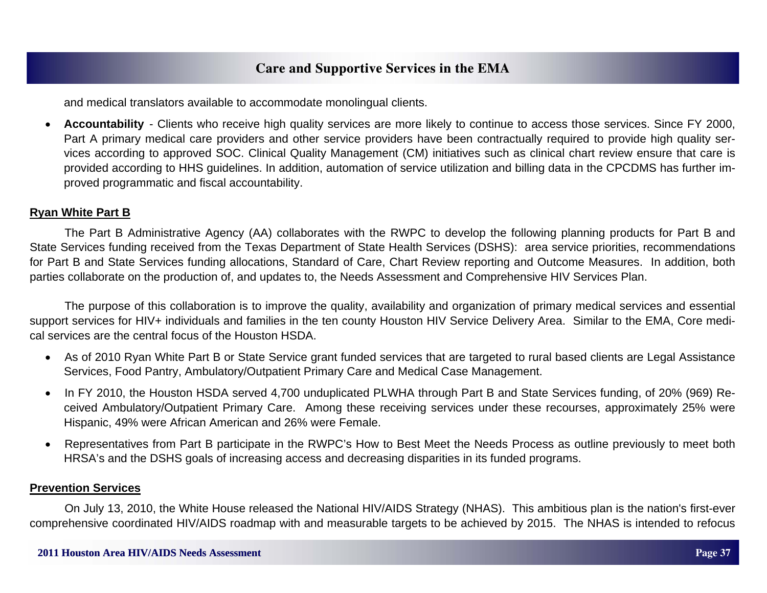and medical translators available to accommodate monolingual clients.

- **Accountability** - Clients who receive high quality services are more likely to continue to access those services. Since FY 2000, Part A primary medical care providers and other service providers have been contractually required to provide high quality services according to approved SOC. Clinical Quality Management (CM) initiatives such as clinical chart review ensure that care is provided according to HHS guidelines. In addition, automation of service utilization and billing data in the CPCDMS has further improved programmatic and fiscal accountability.

## Ryan White Part B

The Part B Administrative Agency (AA) collaborates with the RWPC to develop the following planning products for Part B and State Services funding received from the Texas Department of State Health Services (DSHS): area service priorities, recommendations for Part B and State Services funding allocations, Standard of Care, Chart Review reporting and Outcome Measures. In addition, both parties collaborate on the production of, and updates to, the Needs Assessment and Comprehensive HIV Services Plan.

The purpose of this collaboration is to improve the quality, availability and organization of primary medical services and essential support services for HIV+ individuals and families in the ten county Houston HIV Service Delivery Area. Similar to the EMA, Core medical services are the central focus of the Houston HSDA.

- As of 2010 Ryan White Part B or State Service grant funded services that are targeted to rural based clients are Legal Assistance Services, Food Pantry, Ambulatory/Outpatient Primary Care and Medical Case Management.
- In FY 2010, the Houston HSDA served 4,700 unduplicated PLWHA through Part B and State Services funding, of 20% (969) Received Ambulatory/Outpatient Primary Care. Among these receiving services under these recourses, approximately 25% were Hispanic, 49% were African American and 26% were Female.
- Representatives from Part B participate in the RWPC's How to Best Meet the Needs Process as outline previously to meet both HRSA's and the DSHS goals of increasing access and decreasing disparities in its funded programs.

## Prevention Services

On July 13, 2010, the White House released the National HIV/AIDS Strategy (NHAS). This ambitious plan is the nation's first-ever comprehensive coordinated HIV/AIDS roadmap with and measurable targets to be achieved by 2015. The NHAS is intended to refocus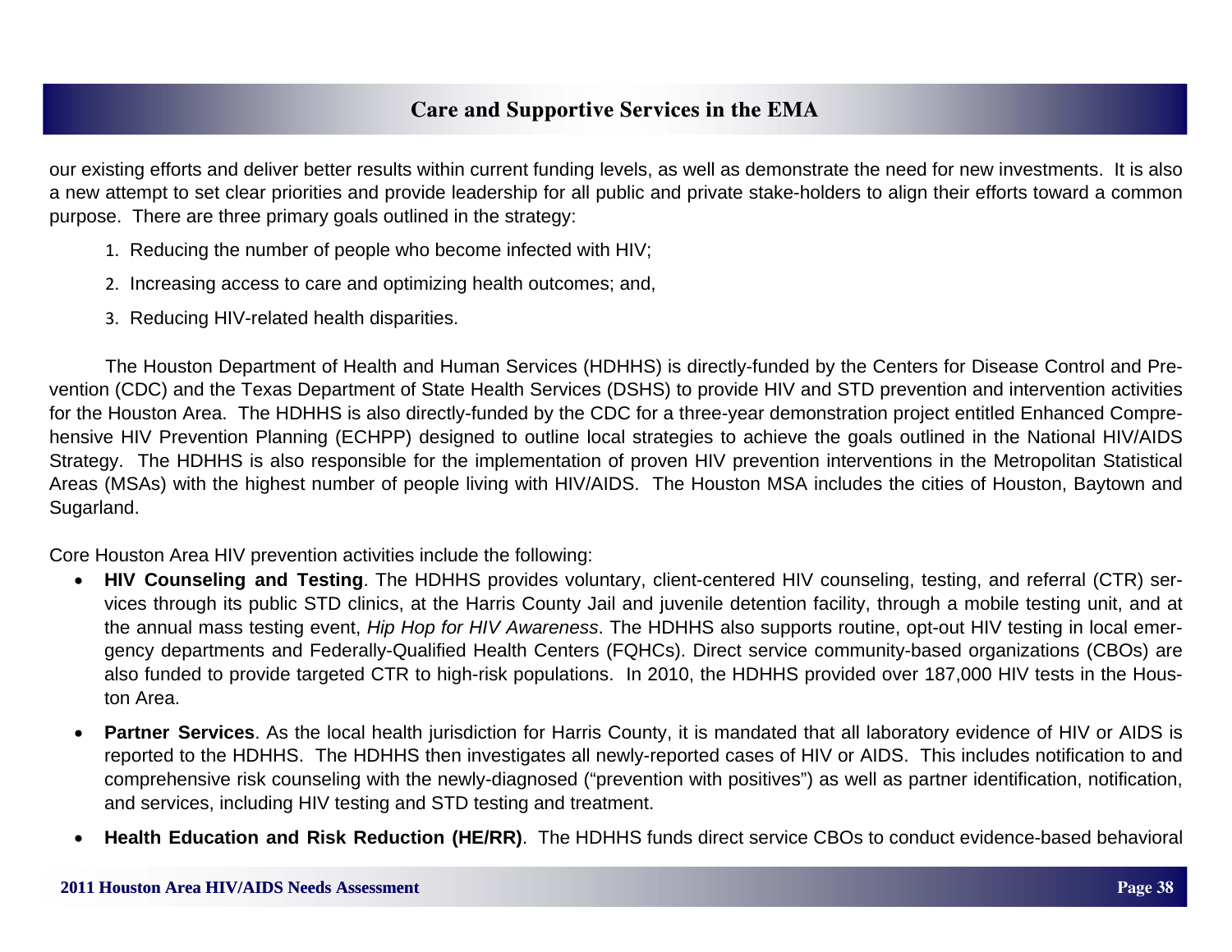our existing efforts and deliver better results within current funding levels, as well as demonstrate the need for new investments. It is also a new attempt to set clear priorities and provide leadership for all public and private stake-holders to align their efforts toward a common purpose. There are three primary goals outlined in the strategy:

1. Reducing the number of people who become infected with HIV;
2. Increasing access to care and optimizing health outcomes; and,
3. Reducing HIV-related health disparities.

The Houston Department of Health and Human Services (HDHHS) is directly-funded by the Centers for Disease Control and Prevention (CDC) and the Texas Department of State Health Services (DSHS) to provide HIV and STD prevention and intervention activities for the Houston Area. The HDHHS is also directly-funded by the CDC for a three-year demonstration project entitled Enhanced Comprehensive HIV Prevention Planning (ECHPP) designed to outline local strategies to achieve the goals outlined in the National HIV/AIDS Strategy. The HDHHS is also responsible for the implementation of proven HIV prevention interventions in the Metropolitan Statistical Areas (MSAs) with the highest number of people living with HIV/AIDS. The Houston MSA includes the cities of Houston, Baytown and Sugarland.

Core Houston Area HIV prevention activities include the following:

- **HIV Counseling and Testing**. The HDHHS provides voluntary, client-centered HIV counseling, testing, and referral (CTR) services through its public STD clinics, at the Harris County Jail and juvenile detention facility, through a mobile testing unit, and at the annual mass testing event, *Hip Hop for HIV Awareness*. The HDHHS also supports routine, opt-out HIV testing in local emergency departments and Federally-Qualified Health Centers (FQHCs). Direct service community-based organizations (CBOs) are also funded to provide targeted CTR to high-risk populations. In 2010, the HDHHS provided over 187,000 HIV tests in the Houston Area.

- **Partner Services**. As the local health jurisdiction for Harris County, it is mandated that all laboratory evidence of HIV or AIDS is reported to the HDHHS. The HDHHS then investigates all newly-reported cases of HIV or AIDS. This includes notification to and comprehensive risk counseling with the newly-diagnosed ("prevention with positives") as well as partner identification, notification, and services, including HIV testing and STD testing and treatment.

- **Health Education and Risk Reduction (HE/RR)**. The HDHHS funds direct service CBOs to conduct evidence-based behavioral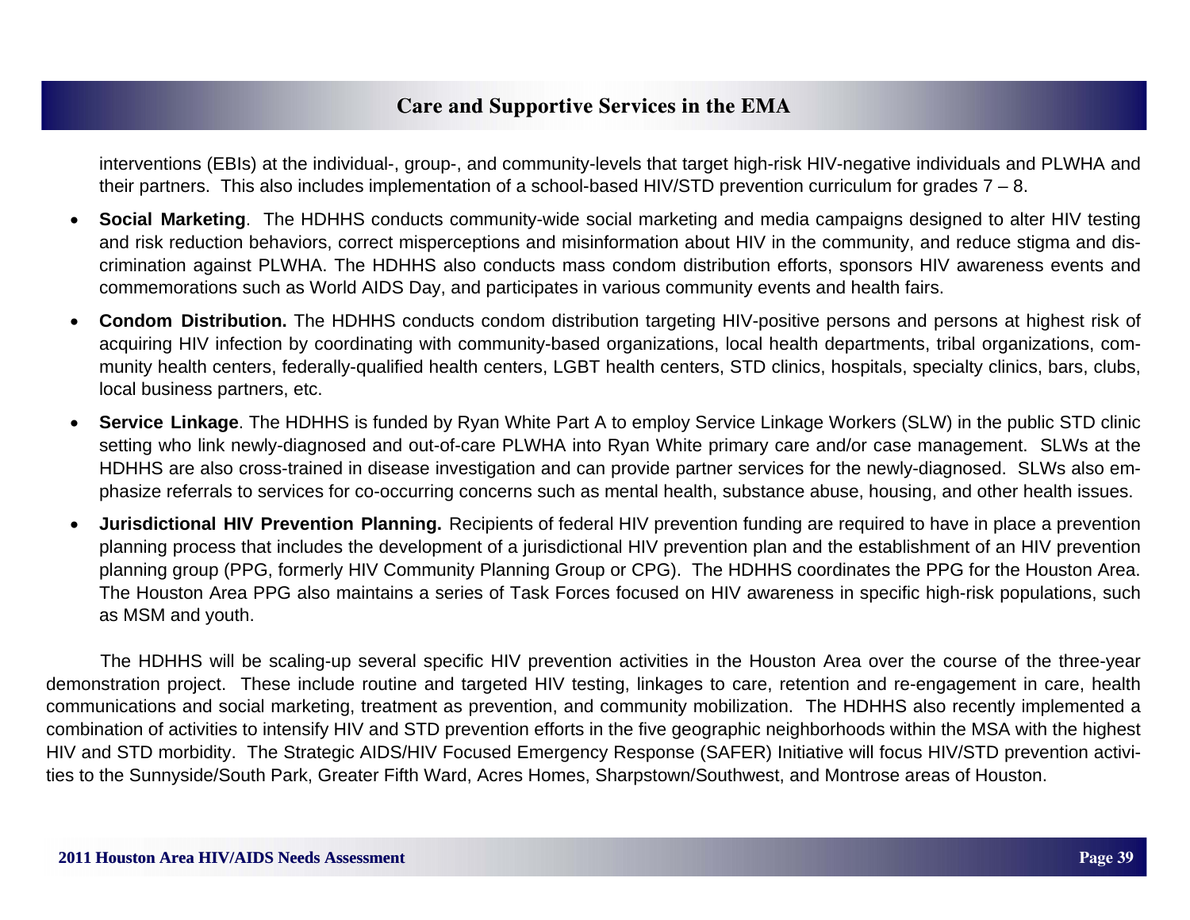interventions (EBIs) at the individual-, group-, and community-levels that target high-risk HIV-negative individuals and PLWHA and their partners. This also includes implementation of a school-based HIV/STD prevention curriculum for grades 7 – 8.

- **Social Marketing**. The HDHHS conducts community-wide social marketing and media campaigns designed to alter HIV testing and risk reduction behaviors, correct misperceptions and misinformation about HIV in the community, and reduce stigma and discrimination against PLWHA. The HDHHS also conducts mass condom distribution efforts, sponsors HIV awareness events and commemorations such as World AIDS Day, and participates in various community events and health fairs.
- **Condom Distribution.** The HDHHS conducts condom distribution targeting HIV-positive persons and persons at highest risk of acquiring HIV infection by coordinating with community-based organizations, local health departments, tribal organizations, community health centers, federally-qualified health centers, LGBT health centers, STD clinics, hospitals, specialty clinics, bars, clubs, local business partners, etc.
- **Service Linkage**. The HDHHS is funded by Ryan White Part A to employ Service Linkage Workers (SLW) in the public STD clinic setting who link newly-diagnosed and out-of-care PLWHA into Ryan White primary care and/or case management. SLWs at the HDHHS are also cross-trained in disease investigation and can provide partner services for the newly-diagnosed. SLWs also emphasize referrals to services for co-occurring concerns such as mental health, substance abuse, housing, and other health issues.
- **Jurisdictional HIV Prevention Planning.** Recipients of federal HIV prevention funding are required to have in place a prevention planning process that includes the development of a jurisdictional HIV prevention plan and the establishment of an HIV prevention planning group (PPG, formerly HIV Community Planning Group or CPG). The HDHHS coordinates the PPG for the Houston Area. The Houston Area PPG also maintains a series of Task Forces focused on HIV awareness in specific high-risk populations, such as MSM and youth.

The HDHHS will be scaling-up several specific HIV prevention activities in the Houston Area over the course of the three-year demonstration project. These include routine and targeted HIV testing, linkages to care, retention and re-engagement in care, health communications and social marketing, treatment as prevention, and community mobilization. The HDHHS also recently implemented a combination of activities to intensify HIV and STD prevention efforts in the five geographic neighborhoods within the MSA with the highest HIV and STD morbidity. The Strategic AIDS/HIV Focused Emergency Response (SAFER) Initiative will focus HIV/STD prevention activities to the Sunnyside/South Park, Greater Fifth Ward, Acres Homes, Sharpstown/Southwest, and Montrose areas of Houston.